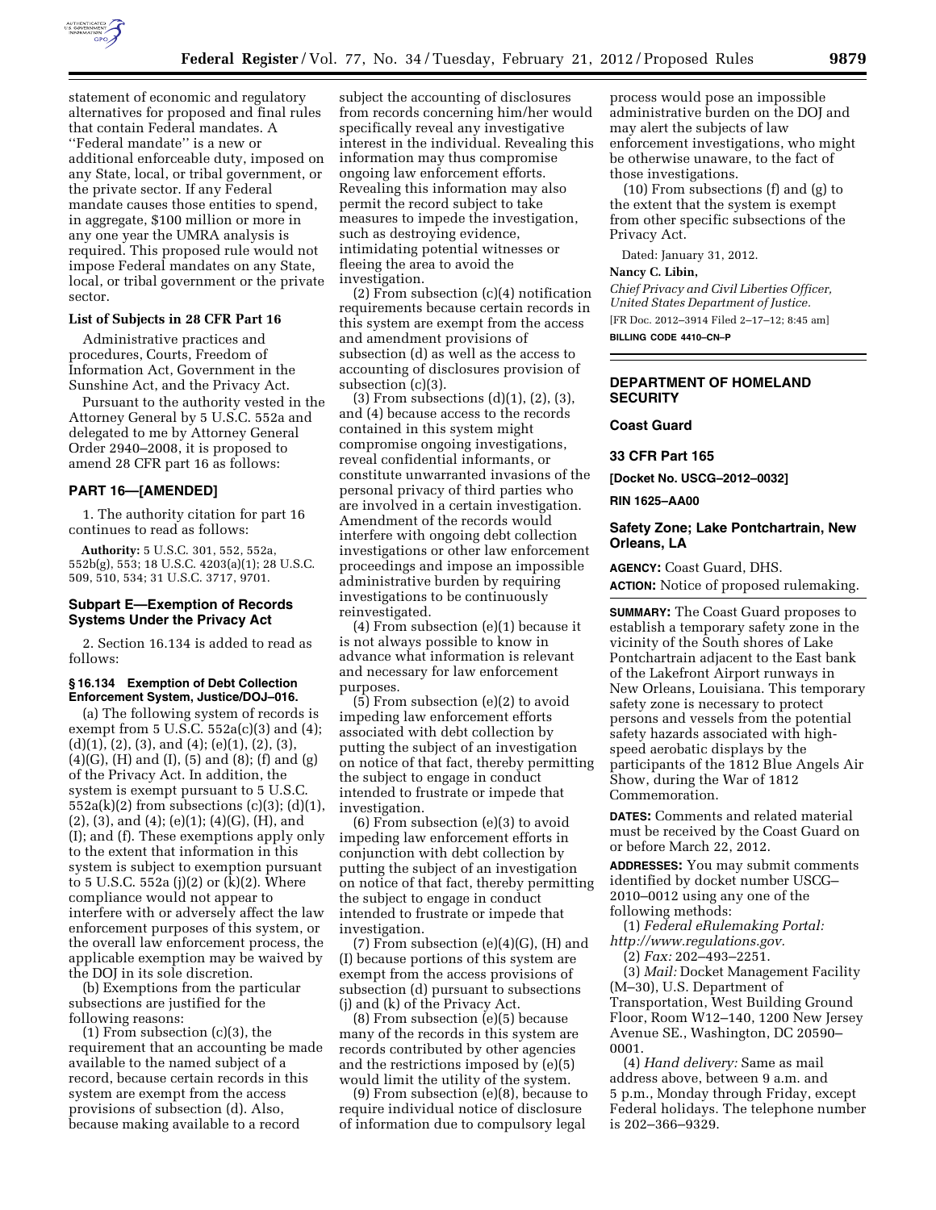statement of economic and regulatory alternatives for proposed and final rules that contain Federal mandates. A ''Federal mandate'' is a new or additional enforceable duty, imposed on any State, local, or tribal government, or the private sector. If any Federal mandate causes those entities to spend, in aggregate, $100 million or more in any one year the UMRA analysis is required. This proposed rule would not impose Federal mandates on any State, local, or tribal government or the private sector.

**List of Subjects in 28 CFR Part 16**

Administrative practices and procedures, Courts, Freedom of Information Act, Government in the Sunshine Act, and the Privacy Act.

Pursuant to the authority vested in the Attorney General by 5 U.S.C. 552a and delegated to me by Attorney General Order 2940–2008, it is proposed to amend 28 CFR part 16 as follows:

## PART 16—[AMENDED]

1. The authority citation for part 16 continues to read as follows:

**Authority:** 5 U.S.C. 301, 552, 552a, 552b(g), 553; 18 U.S.C. 4203(a)(1); 28 U.S.C. 509, 510, 534; 31 U.S.C. 3717, 9701.

## Subpart E—Exemption of Records Systems Under the Privacy Act

2. Section 16.134 is added to read as follows:

### § 16.134 Exemption of Debt Collection Enforcement System, Justice/DOJ–016.

(a) The following system of records is exempt from 5 U.S.C. 552a(c)(3) and (4); (d)(1), (2), (3), and (4); (e)(1), (2), (3), (4)(G), (H) and (I), (5) and (8); (f) and (g) of the Privacy Act. In addition, the system is exempt pursuant to 5 U.S.C. 552a(k)(2) from subsections (c)(3); (d)(1), (2), (3), and (4); (e)(1); (4)(G), (H), and (I); and (f). These exemptions apply only to the extent that information in this system is subject to exemption pursuant to 5 U.S.C. 552a (j)(2) or (k)(2). Where compliance would not appear to interfere with or adversely affect the law enforcement purposes of this system, or the overall law enforcement process, the applicable exemption may be waived by the DOJ in its sole discretion.

(b) Exemptions from the particular subsections are justified for the following reasons:

(1) From subsection (c)(3), the requirement that an accounting be made available to the named subject of a record, because certain records in this system are exempt from the access provisions of subsection (d). Also, because making available to a record subject the accounting of disclosures from records concerning him/her would specifically reveal any investigative interest in the individual. Revealing this information may thus compromise ongoing law enforcement efforts. Revealing this information may also permit the record subject to take measures to impede the investigation, such as destroying evidence, intimidating potential witnesses or fleeing the area to avoid the investigation.

(2) From subsection (c)(4) notification requirements because certain records in this system are exempt from the access and amendment provisions of subsection (d) as well as the access to accounting of disclosures provision of subsection (c)(3).

(3) From subsections (d)(1), (2), (3), and (4) because access to the records contained in this system might compromise ongoing investigations, reveal confidential informants, or constitute unwarranted invasions of the personal privacy of third parties who are involved in a certain investigation. Amendment of the records would interfere with ongoing debt collection investigations or other law enforcement proceedings and impose an impossible administrative burden by requiring investigations to be continuously reinvestigated.

(4) From subsection (e)(1) because it is not always possible to know in advance what information is relevant and necessary for law enforcement purposes.

(5) From subsection (e)(2) to avoid impeding law enforcement efforts associated with debt collection by putting the subject of an investigation on notice of that fact, thereby permitting the subject to engage in conduct intended to frustrate or impede that investigation.

(6) From subsection (e)(3) to avoid impeding law enforcement efforts in conjunction with debt collection by putting the subject of an investigation on notice of that fact, thereby permitting the subject to engage in conduct intended to frustrate or impede that investigation.

(7) From subsection (e)(4)(G), (H) and (I) because portions of this system are exempt from the access provisions of subsection (d) pursuant to subsections (j) and (k) of the Privacy Act.

(8) From subsection (e)(5) because many of the records in this system are records contributed by other agencies and the restrictions imposed by (e)(5) would limit the utility of the system.

(9) From subsection (e)(8), because to require individual notice of disclosure of information due to compulsory legal process would pose an impossible administrative burden on the DOJ and may alert the subjects of law enforcement investigations, who might be otherwise unaware, to the fact of those investigations.

(10) From subsections (f) and (g) to the extent that the system is exempt from other specific subsections of the Privacy Act.

Dated: January 31, 2012.

**Nancy C. Libin,**

*Chief Privacy and Civil Liberties Officer, United States Department of Justice.*

[FR Doc. 2012–3914 Filed 2–17–12; 8:45 am]

**BILLING CODE 4410–CN–P**

---

## DEPARTMENT OF HOMELAND SECURITY

### Coast Guard

### 33 CFR Part 165

**[Docket No. USCG–2012–0032]**

**RIN 1625–AA00**

## Safety Zone; Lake Pontchartrain, New Orleans, LA

**AGENCY:** Coast Guard, DHS.

**ACTION:** Notice of proposed rulemaking.

**SUMMARY:** The Coast Guard proposes to establish a temporary safety zone in the vicinity of the South shores of Lake Pontchartrain adjacent to the East bank of the Lakefront Airport runways in New Orleans, Louisiana. This temporary safety zone is necessary to protect persons and vessels from the potential safety hazards associated with high-speed aerobatic displays by the participants of the 1812 Blue Angels Air Show, during the War of 1812 Commemoration.

**DATES:** Comments and related material must be received by the Coast Guard on or before March 22, 2012.

**ADDRESSES:** You may submit comments identified by docket number USCG–2010–0012 using any one of the following methods:

(1) *Federal eRulemaking Portal: http://www.regulations.gov.*

(2) *Fax:* 202–493–2251.

(3) *Mail:* Docket Management Facility (M–30), U.S. Department of Transportation, West Building Ground Floor, Room W12–140, 1200 New Jersey Avenue SE., Washington, DC 20590–0001.

(4) *Hand delivery:* Same as mail address above, between 9 a.m. and 5 p.m., Monday through Friday, except Federal holidays. The telephone number is 202–366–9329.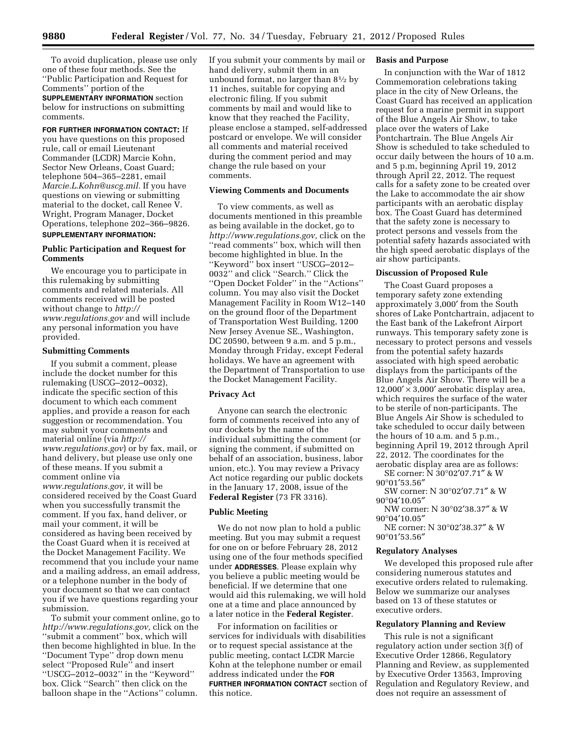To avoid duplication, please use only one of these four methods. See the ''Public Participation and Request for Comments'' portion of the **SUPPLEMENTARY INFORMATION** section below for instructions on submitting comments.

**FOR FURTHER INFORMATION CONTACT:** If you have questions on this proposed rule, call or email Lieutenant Commander (LCDR) Marcie Kohn, Sector New Orleans, Coast Guard; telephone 504–365–2281, email *Marcie.L.Kohn@uscg.mil.* If you have questions on viewing or submitting material to the docket, call Renee V. Wright, Program Manager, Docket Operations, telephone 202–366–9826.

**SUPPLEMENTARY INFORMATION:**

## Public Participation and Request for Comments

We encourage you to participate in this rulemaking by submitting comments and related materials. All comments received will be posted without change to *http://www.regulations.gov* and will include any personal information you have provided.

### Submitting Comments

If you submit a comment, please include the docket number for this rulemaking (USCG–2012–0032), indicate the specific section of this document to which each comment applies, and provide a reason for each suggestion or recommendation. You may submit your comments and material online (via *http://www.regulations.gov*) or by fax, mail, or hand delivery, but please use only one of these means. If you submit a comment online via *www.regulations.gov,* it will be considered received by the Coast Guard when you successfully transmit the comment. If you fax, hand deliver, or mail your comment, it will be considered as having been received by the Coast Guard when it is received at the Docket Management Facility. We recommend that you include your name and a mailing address, an email address, or a telephone number in the body of your document so that we can contact you if we have questions regarding your submission.

To submit your comment online, go to *http://www.regulations.gov,* click on the ''submit a comment'' box, which will then become highlighted in blue. In the ''Document Type'' drop down menu select ''Proposed Rule'' and insert ''USCG–2012–0032'' in the ''Keyword'' box. Click ''Search'' then click on the balloon shape in the ''Actions'' column. If you submit your comments by mail or hand delivery, submit them in an unbound format, no larger than 8½ by 11 inches, suitable for copying and electronic filing. If you submit comments by mail and would like to know that they reached the Facility, please enclose a stamped, self-addressed postcard or envelope. We will consider all comments and material received during the comment period and may change the rule based on your comments.

### Viewing Comments and Documents

To view comments, as well as documents mentioned in this preamble as being available in the docket, go to *http://www.regulations.gov,* click on the ''read comments'' box, which will then become highlighted in blue. In the ''Keyword'' box insert ''USCG–2012–0032'' and click ''Search.'' Click the ''Open Docket Folder'' in the ''Actions'' column. You may also visit the Docket Management Facility in Room W12–140 on the ground floor of the Department of Transportation West Building, 1200 New Jersey Avenue SE., Washington, DC 20590, between 9 a.m. and 5 p.m., Monday through Friday, except Federal holidays. We have an agreement with the Department of Transportation to use the Docket Management Facility.

### Privacy Act

Anyone can search the electronic form of comments received into any of our dockets by the name of the individual submitting the comment (or signing the comment, if submitted on behalf of an association, business, labor union, etc.). You may review a Privacy Act notice regarding our public dockets in the January 17, 2008, issue of the **Federal Register** (73 FR 3316).

### Public Meeting

We do not now plan to hold a public meeting. But you may submit a request for one on or before February 28, 2012 using one of the four methods specified under **ADDRESSES**. Please explain why you believe a public meeting would be beneficial. If we determine that one would aid this rulemaking, we will hold one at a time and place announced by a later notice in the **Federal Register**.

For information on facilities or services for individuals with disabilities or to request special assistance at the public meeting, contact LCDR Marcie Kohn at the telephone number or email address indicated under the **FOR FURTHER INFORMATION CONTACT** section of this notice.

## Basis and Purpose

In conjunction with the War of 1812 Commemoration celebrations taking place in the city of New Orleans, the Coast Guard has received an application request for a marine permit in support of the Blue Angels Air Show, to take place over the waters of Lake Pontchartrain. The Blue Angels Air Show is scheduled to take scheduled to occur daily between the hours of 10 a.m. and 5 p.m, beginning April 19, 2012 through April 22, 2012. The request calls for a safety zone to be created over the Lake to accommodate the air show participants with an aerobatic display box. The Coast Guard has determined that the safety zone is necessary to protect persons and vessels from the potential safety hazards associated with the high speed aerobatic displays of the air show participants.

## Discussion of Proposed Rule

The Coast Guard proposes a temporary safety zone extending approximately 3,000′ from the South shores of Lake Pontchartrain, adjacent to the East bank of the Lakefront Airport runways. This temporary safety zone is necessary to protect persons and vessels from the potential safety hazards associated with high speed aerobatic displays from the participants of the Blue Angels Air Show. There will be a 12,000′ × 3,000′ aerobatic display area, which requires the surface of the water to be sterile of non-participants. The Blue Angels Air Show is scheduled to take scheduled to occur daily between the hours of 10 a.m. and 5 p.m., beginning April 19, 2012 through April 22, 2012. The coordinates for the aerobatic display area are as follows:

SE corner: N 30°02′07.71″ & W 90°01′53.56″

SW corner: N 30°02′07.71″ & W 90°04′10.05″

NW corner: N 30°02′38.37″ & W 90°04′10.05″

NE corner: N 30°02′38.37″ & W 90°01′53.56″

## Regulatory Analyses

We developed this proposed rule after considering numerous statutes and executive orders related to rulemaking. Below we summarize our analyses based on 13 of these statutes or executive orders.

### Regulatory Planning and Review

This rule is not a significant regulatory action under section 3(f) of Executive Order 12866, Regulatory Planning and Review, as supplemented by Executive Order 13563, Improving Regulation and Regulatory Review, and does not require an assessment of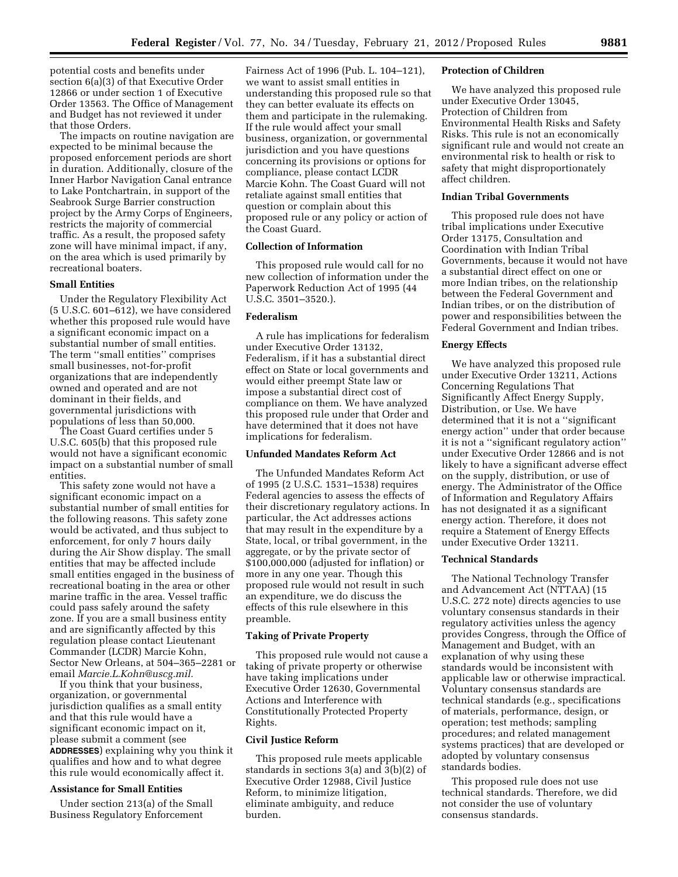potential costs and benefits under section 6(a)(3) of that Executive Order 12866 or under section 1 of Executive Order 13563. The Office of Management and Budget has not reviewed it under that those Orders.

The impacts on routine navigation are expected to be minimal because the proposed enforcement periods are short in duration. Additionally, closure of the Inner Harbor Navigation Canal entrance to Lake Pontchartrain, in support of the Seabrook Surge Barrier construction project by the Army Corps of Engineers, restricts the majority of commercial traffic. As a result, the proposed safety zone will have minimal impact, if any, on the area which is used primarily by recreational boaters.

**Small Entities**

Under the Regulatory Flexibility Act (5 U.S.C. 601–612), we have considered whether this proposed rule would have a significant economic impact on a substantial number of small entities. The term ''small entities'' comprises small businesses, not-for-profit organizations that are independently owned and operated and are not dominant in their fields, and governmental jurisdictions with populations of less than 50,000.

The Coast Guard certifies under 5 U.S.C. 605(b) that this proposed rule would not have a significant economic impact on a substantial number of small entities.

This safety zone would not have a significant economic impact on a substantial number of small entities for the following reasons. This safety zone would be activated, and thus subject to enforcement, for only 7 hours daily during the Air Show display. The small entities that may be affected include small entities engaged in the business of recreational boating in the area or other marine traffic in the area. Vessel traffic could pass safely around the safety zone. If you are a small business entity and are significantly affected by this regulation please contact Lieutenant Commander (LCDR) Marcie Kohn, Sector New Orleans, at 504–365–2281 or email *Marcie.L.Kohn@uscg.mil.*

If you think that your business, organization, or governmental jurisdiction qualifies as a small entity and that this rule would have a significant economic impact on it, please submit a comment (see **ADDRESSES**) explaining why you think it qualifies and how and to what degree this rule would economically affect it.

**Assistance for Small Entities**

Under section 213(a) of the Small Business Regulatory Enforcement Fairness Act of 1996 (Pub. L. 104–121), we want to assist small entities in understanding this proposed rule so that they can better evaluate its effects on them and participate in the rulemaking. If the rule would affect your small business, organization, or governmental jurisdiction and you have questions concerning its provisions or options for compliance, please contact LCDR Marcie Kohn. The Coast Guard will not retaliate against small entities that question or complain about this proposed rule or any policy or action of the Coast Guard.

**Collection of Information**

This proposed rule would call for no new collection of information under the Paperwork Reduction Act of 1995 (44 U.S.C. 3501–3520.).

**Federalism**

A rule has implications for federalism under Executive Order 13132, Federalism, if it has a substantial direct effect on State or local governments and would either preempt State law or impose a substantial direct cost of compliance on them. We have analyzed this proposed rule under that Order and have determined that it does not have implications for federalism.

**Unfunded Mandates Reform Act**

The Unfunded Mandates Reform Act of 1995 (2 U.S.C. 1531–1538) requires Federal agencies to assess the effects of their discretionary regulatory actions. In particular, the Act addresses actions that may result in the expenditure by a State, local, or tribal government, in the aggregate, or by the private sector of $100,000,000 (adjusted for inflation) or more in any one year. Though this proposed rule would not result in such an expenditure, we do discuss the effects of this rule elsewhere in this preamble.

**Taking of Private Property**

This proposed rule would not cause a taking of private property or otherwise have taking implications under Executive Order 12630, Governmental Actions and Interference with Constitutionally Protected Property Rights.

**Civil Justice Reform**

This proposed rule meets applicable standards in sections 3(a) and 3(b)(2) of Executive Order 12988, Civil Justice Reform, to minimize litigation, eliminate ambiguity, and reduce burden.

**Protection of Children**

We have analyzed this proposed rule under Executive Order 13045, Protection of Children from Environmental Health Risks and Safety Risks. This rule is not an economically significant rule and would not create an environmental risk to health or risk to safety that might disproportionately affect children.

**Indian Tribal Governments**

This proposed rule does not have tribal implications under Executive Order 13175, Consultation and Coordination with Indian Tribal Governments, because it would not have a substantial direct effect on one or more Indian tribes, on the relationship between the Federal Government and Indian tribes, or on the distribution of power and responsibilities between the Federal Government and Indian tribes.

**Energy Effects**

We have analyzed this proposed rule under Executive Order 13211, Actions Concerning Regulations That Significantly Affect Energy Supply, Distribution, or Use. We have determined that it is not a ''significant energy action'' under that order because it is not a ''significant regulatory action'' under Executive Order 12866 and is not likely to have a significant adverse effect on the supply, distribution, or use of energy. The Administrator of the Office of Information and Regulatory Affairs has not designated it as a significant energy action. Therefore, it does not require a Statement of Energy Effects under Executive Order 13211.

**Technical Standards**

The National Technology Transfer and Advancement Act (NTTAA) (15 U.S.C. 272 note) directs agencies to use voluntary consensus standards in their regulatory activities unless the agency provides Congress, through the Office of Management and Budget, with an explanation of why using these standards would be inconsistent with applicable law or otherwise impractical. Voluntary consensus standards are technical standards (e.g., specifications of materials, performance, design, or operation; test methods; sampling procedures; and related management systems practices) that are developed or adopted by voluntary consensus standards bodies.

This proposed rule does not use technical standards. Therefore, we did not consider the use of voluntary consensus standards.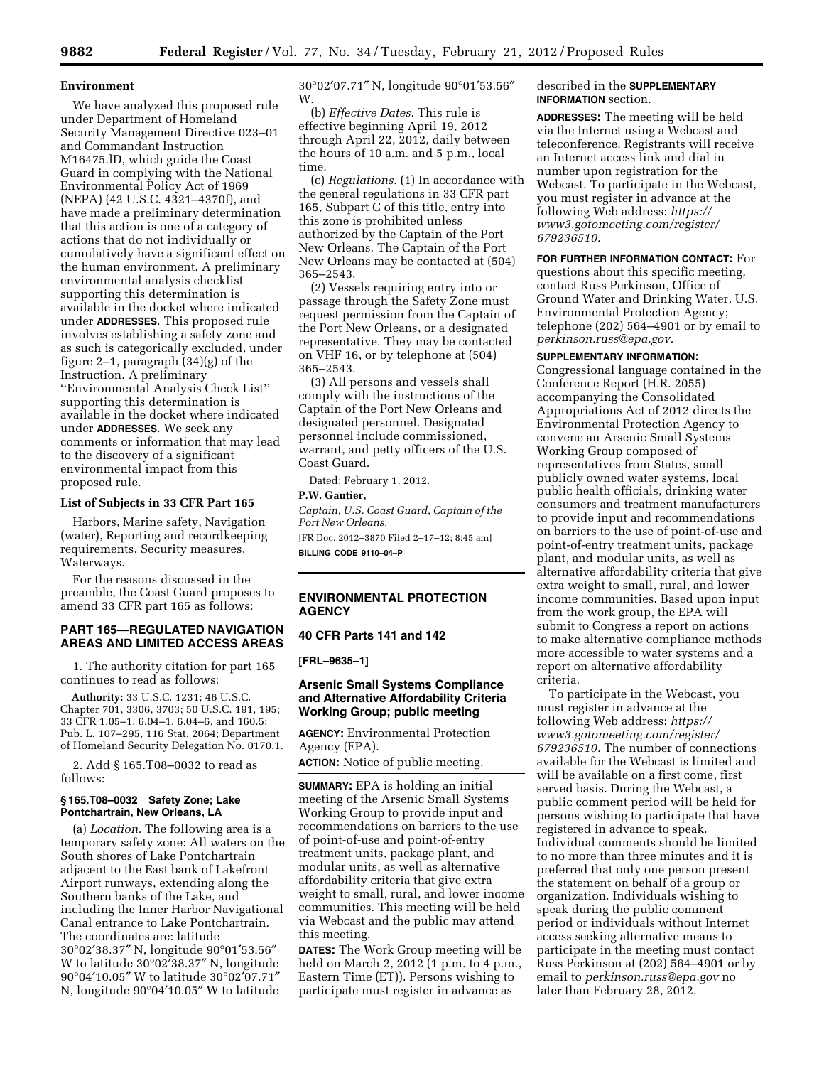**Environment**

We have analyzed this proposed rule under Department of Homeland Security Management Directive 023–01 and Commandant Instruction M16475.lD, which guide the Coast Guard in complying with the National Environmental Policy Act of 1969 (NEPA) (42 U.S.C. 4321–4370f), and have made a preliminary determination that this action is one of a category of actions that do not individually or cumulatively have a significant effect on the human environment. A preliminary environmental analysis checklist supporting this determination is available in the docket where indicated under **ADDRESSES**. This proposed rule involves establishing a safety zone and as such is categorically excluded, under figure 2–1, paragraph (34)(g) of the Instruction. A preliminary ''Environmental Analysis Check List'' supporting this determination is available in the docket where indicated under **ADDRESSES**. We seek any comments or information that may lead to the discovery of a significant environmental impact from this proposed rule.

**List of Subjects in 33 CFR Part 165**

Harbors, Marine safety, Navigation (water), Reporting and recordkeeping requirements, Security measures, Waterways.

For the reasons discussed in the preamble, the Coast Guard proposes to amend 33 CFR part 165 as follows:

## PART 165—REGULATED NAVIGATION AREAS AND LIMITED ACCESS AREAS

1. The authority citation for part 165 continues to read as follows:

**Authority:** 33 U.S.C. 1231; 46 U.S.C. Chapter 701, 3306, 3703; 50 U.S.C. 191, 195; 33 CFR 1.05–1, 6.04–1, 6.04–6, and 160.5; Pub. L. 107–295, 116 Stat. 2064; Department of Homeland Security Delegation No. 0170.1.

2. Add § 165.T08–0032 to read as follows:

**§ 165.T08–0032 Safety Zone; Lake Pontchartrain, New Orleans, LA**

(a) *Location.* The following area is a temporary safety zone: All waters on the South shores of Lake Pontchartrain adjacent to the East bank of Lakefront Airport runways, extending along the Southern banks of the Lake, and including the Inner Harbor Navigational Canal entrance to Lake Pontchartrain. The coordinates are: latitude 30°02′38.37″ N, longitude 90°01′53.56″ W to latitude 30°02′38.37″ N, longitude 90°04′10.05″ W to latitude 30°02′07.71″ N, longitude 90°04′10.05″ W to latitude 30°02′07.71″ N, longitude 90°01′53.56″ W.

(b) *Effective Dates.* This rule is effective beginning April 19, 2012 through April 22, 2012, daily between the hours of 10 a.m. and 5 p.m., local time.

(c) *Regulations.* (1) In accordance with the general regulations in 33 CFR part 165, Subpart C of this title, entry into this zone is prohibited unless authorized by the Captain of the Port New Orleans. The Captain of the Port New Orleans may be contacted at (504) 365–2543.

(2) Vessels requiring entry into or passage through the Safety Zone must request permission from the Captain of the Port New Orleans, or a designated representative. They may be contacted on VHF 16, or by telephone at (504) 365–2543.

(3) All persons and vessels shall comply with the instructions of the Captain of the Port New Orleans and designated personnel. Designated personnel include commissioned, warrant, and petty officers of the U.S. Coast Guard.

Dated: February 1, 2012.

**P.W. Gautier,**

*Captain, U.S. Coast Guard, Captain of the Port New Orleans.*

[FR Doc. 2012–3870 Filed 2–17–12; 8:45 am]

**BILLING CODE 9110–04–P**

## ENVIRONMENTAL PROTECTION AGENCY

### 40 CFR Parts 141 and 142

**[FRL–9635–1]**

### Arsenic Small Systems Compliance and Alternative Affordability Criteria Working Group; public meeting

**AGENCY:** Environmental Protection Agency (EPA).

**ACTION:** Notice of public meeting.

**SUMMARY:** EPA is holding an initial meeting of the Arsenic Small Systems Working Group to provide input and recommendations on barriers to the use of point-of-use and point-of-entry treatment units, package plant, and modular units, as well as alternative affordability criteria that give extra weight to small, rural, and lower income communities. This meeting will be held via Webcast and the public may attend this meeting.

**DATES:** The Work Group meeting will be held on March 2, 2012 (1 p.m. to 4 p.m., Eastern Time (ET)). Persons wishing to participate must register in advance as described in the **SUPPLEMENTARY INFORMATION** section.

**ADDRESSES:** The meeting will be held via the Internet using a Webcast and teleconference. Registrants will receive an Internet access link and dial in number upon registration for the Webcast. To participate in the Webcast, you must register in advance at the following Web address: *https://www3.gotomeeting.com/register/679236510.*

**FOR FURTHER INFORMATION CONTACT:** For questions about this specific meeting, contact Russ Perkinson, Office of Ground Water and Drinking Water, U.S. Environmental Protection Agency; telephone (202) 564–4901 or by email to *perkinson.russ@epa.gov.*

**SUPPLEMENTARY INFORMATION:**

Congressional language contained in the Conference Report (H.R. 2055) accompanying the Consolidated Appropriations Act of 2012 directs the Environmental Protection Agency to convene an Arsenic Small Systems Working Group composed of representatives from States, small publicly owned water systems, local public health officials, drinking water consumers and treatment manufacturers to provide input and recommendations on barriers to the use of point-of-use and point-of-entry treatment units, package plant, and modular units, as well as alternative affordability criteria that give extra weight to small, rural, and lower income communities. Based upon input from the work group, the EPA will submit to Congress a report on actions to make alternative compliance methods more accessible to water systems and a report on alternative affordability criteria.

To participate in the Webcast, you must register in advance at the following Web address: *https://www3.gotomeeting.com/register/679236510.* The number of connections available for the Webcast is limited and will be available on a first come, first served basis. During the Webcast, a public comment period will be held for persons wishing to participate that have registered in advance to speak. Individual comments should be limited to no more than three minutes and it is preferred that only one person present the statement on behalf of a group or organization. Individuals wishing to speak during the public comment period or individuals without Internet access seeking alternative means to participate in the meeting must contact Russ Perkinson at (202) 564–4901 or by email to *perkinson.russ@epa.gov* no later than February 28, 2012.